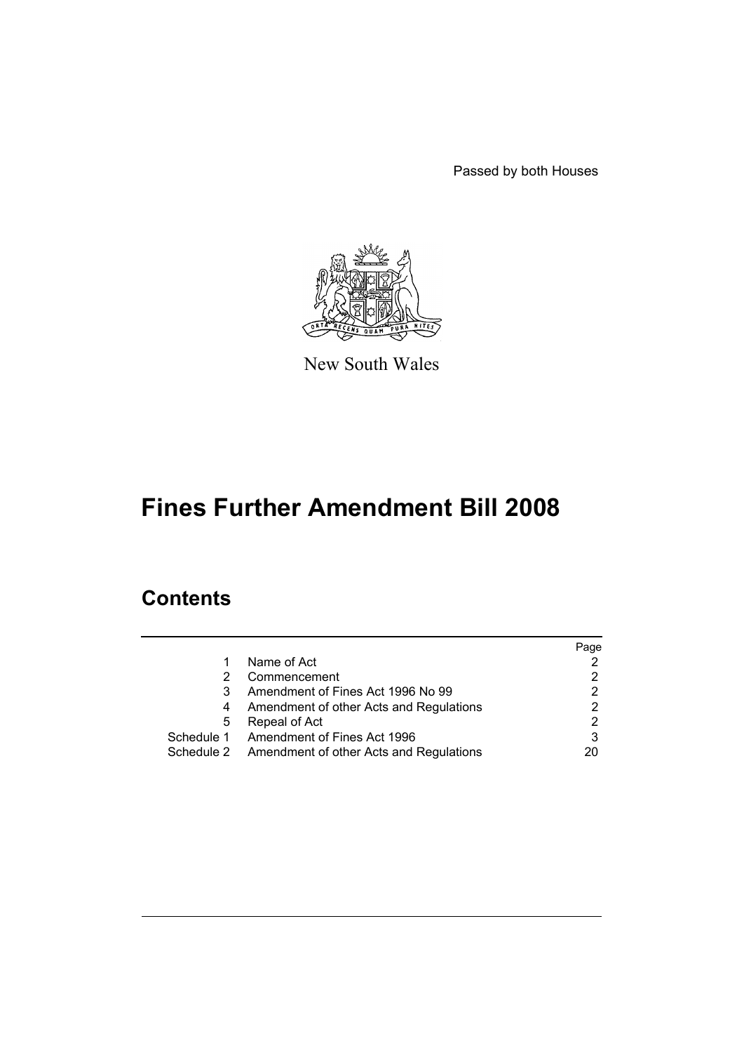Passed by both Houses

New South Wales

# Fines Further Amendment Bill 2008

## Contents

| | | Page |
|---|---|---|
| 1 | Name of Act | 2 |
| 2 | Commencement | 2 |
| 3 | Amendment of Fines Act 1996 No 99 | 2 |
| 4 | Amendment of other Acts and Regulations | 2 |
| 5 | Repeal of Act | 2 |
| Schedule 1 | Amendment of Fines Act 1996 | 3 |
| Schedule 2 | Amendment of other Acts and Regulations | 20 |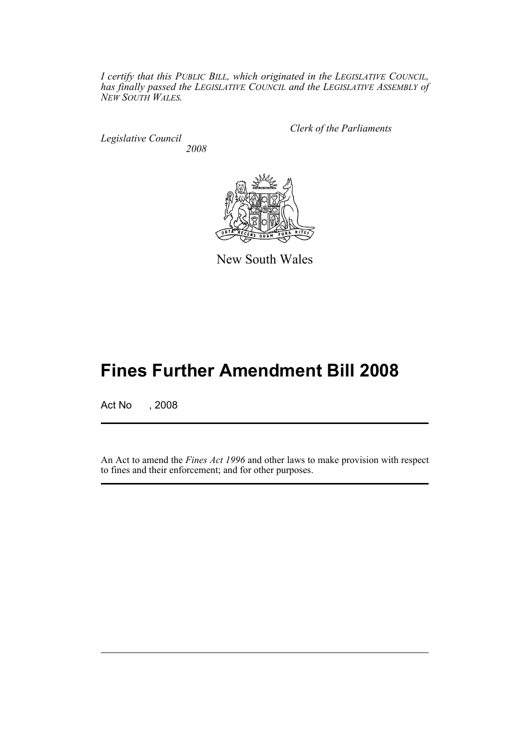*I certify that this PUBLIC BILL, which originated in the LEGISLATIVE COUNCIL, has finally passed the LEGISLATIVE COUNCIL and the LEGISLATIVE ASSEMBLY of NEW SOUTH WALES.*

*Clerk of the Parliaments*

*Legislative Council*
*2008*

New South Wales

# Fines Further Amendment Bill 2008

Act No , 2008

An Act to amend the *Fines Act 1996* and other laws to make provision with respect to fines and their enforcement; and for other purposes.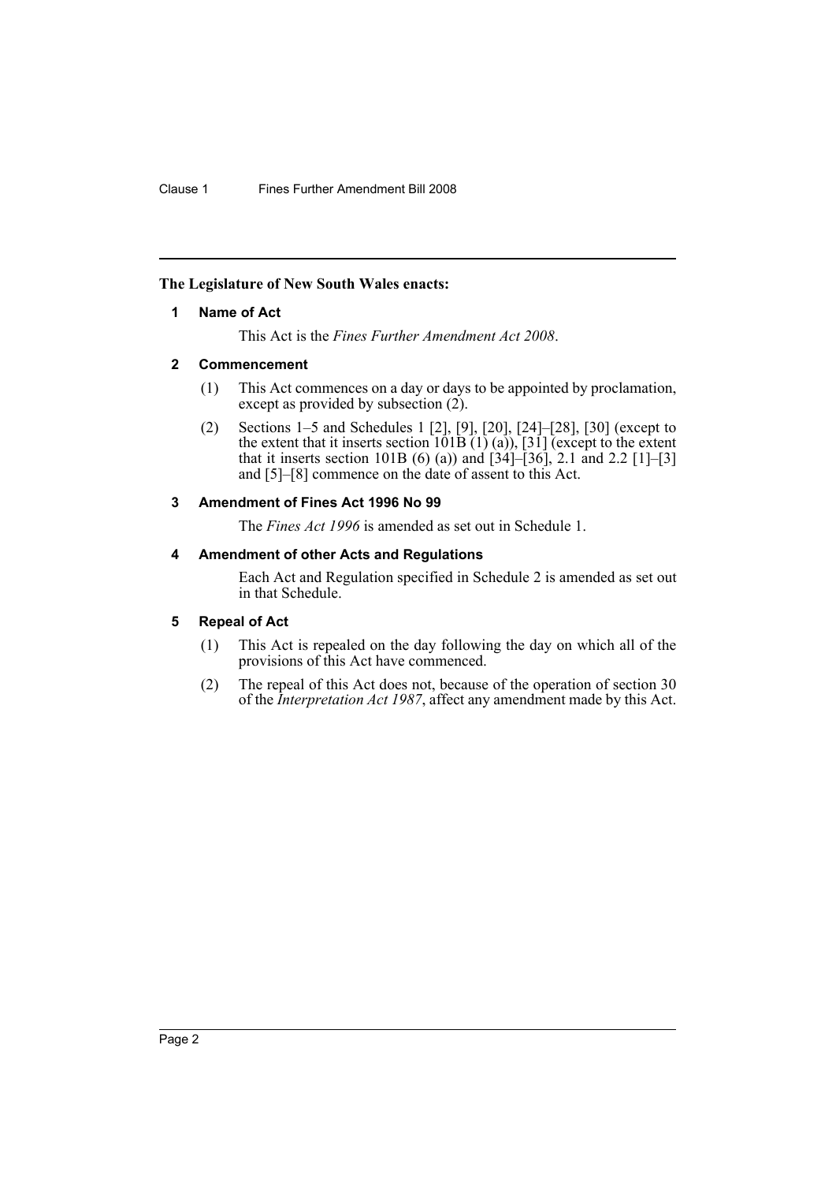**The Legislature of New South Wales enacts:**

## 1 Name of Act

This Act is the *Fines Further Amendment Act 2008*.

## 2 Commencement

(1) This Act commences on a day or days to be appointed by proclamation, except as provided by subsection (2).

(2) Sections 1–5 and Schedules 1 [2], [9], [20], [24]–[28], [30] (except to the extent that it inserts section 101B (1) (a)), [31] (except to the extent that it inserts section 101B (6) (a)) and [34]–[36], 2.1 and 2.2 [1]–[3] and [5]–[8] commence on the date of assent to this Act.

## 3 Amendment of Fines Act 1996 No 99

The *Fines Act 1996* is amended as set out in Schedule 1.

## 4 Amendment of other Acts and Regulations

Each Act and Regulation specified in Schedule 2 is amended as set out in that Schedule.

## 5 Repeal of Act

(1) This Act is repealed on the day following the day on which all of the provisions of this Act have commenced.

(2) The repeal of this Act does not, because of the operation of section 30 of the *Interpretation Act 1987*, affect any amendment made by this Act.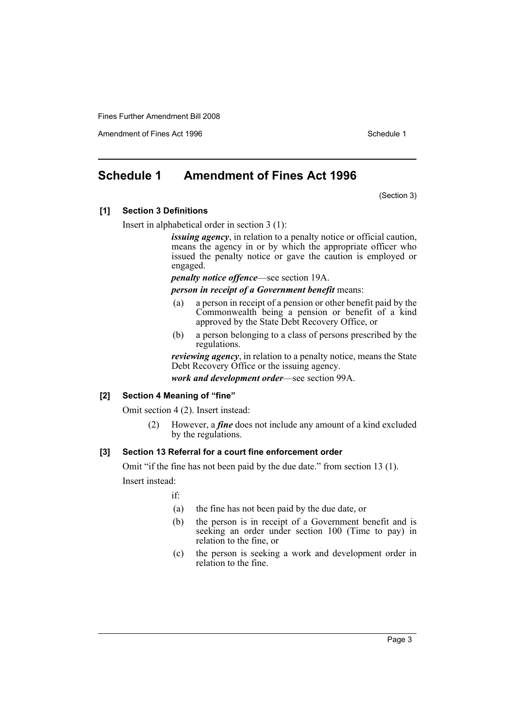## Schedule 1 Amendment of Fines Act 1996

(Section 3)

**[1] Section 3 Definitions**

Insert in alphabetical order in section 3 (1):

> ***issuing agency***, in relation to a penalty notice or official caution, means the agency in or by which the appropriate officer who issued the penalty notice or gave the caution is employed or engaged.
>
> ***penalty notice offence***—see section 19A.
>
> ***person in receipt of a Government benefit*** means:
>
> (a) a person in receipt of a pension or other benefit paid by the Commonwealth being a pension or benefit of a kind approved by the State Debt Recovery Office, or
>
> (b) a person belonging to a class of persons prescribed by the regulations.
>
> ***reviewing agency***, in relation to a penalty notice, means the State Debt Recovery Office or the issuing agency.
>
> ***work and development order***—see section 99A.

**[2] Section 4 Meaning of "fine"**

Omit section 4 (2). Insert instead:

> (2) However, a ***fine*** does not include any amount of a kind excluded by the regulations.

**[3] Section 13 Referral for a court fine enforcement order**

Omit "if the fine has not been paid by the due date." from section 13 (1).

Insert instead:

> if:
>
> (a) the fine has not been paid by the due date, or
>
> (b) the person is in receipt of a Government benefit and is seeking an order under section 100 (Time to pay) in relation to the fine, or
>
> (c) the person is seeking a work and development order in relation to the fine.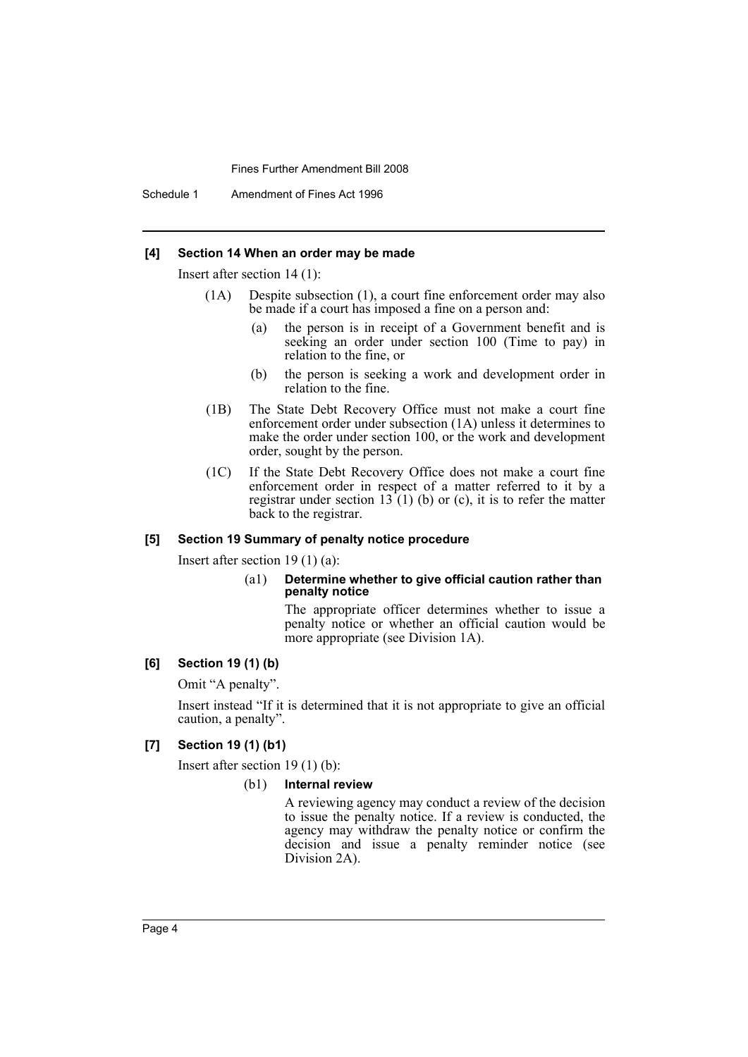**[4] Section 14 When an order may be made**

Insert after section 14 (1):

(1A) Despite subsection (1), a court fine enforcement order may also be made if a court has imposed a fine on a person and:

(a) the person is in receipt of a Government benefit and is seeking an order under section 100 (Time to pay) in relation to the fine, or

(b) the person is seeking a work and development order in relation to the fine.

(1B) The State Debt Recovery Office must not make a court fine enforcement order under subsection (1A) unless it determines to make the order under section 100, or the work and development order, sought by the person.

(1C) If the State Debt Recovery Office does not make a court fine enforcement order in respect of a matter referred to it by a registrar under section 13 (1) (b) or (c), it is to refer the matter back to the registrar.

**[5] Section 19 Summary of penalty notice procedure**

Insert after section 19 (1) (a):

(a1) **Determine whether to give official caution rather than penalty notice**

The appropriate officer determines whether to issue a penalty notice or whether an official caution would be more appropriate (see Division 1A).

**[6] Section 19 (1) (b)**

Omit "A penalty".

Insert instead "If it is determined that it is not appropriate to give an official caution, a penalty".

**[7] Section 19 (1) (b1)**

Insert after section 19 (1) (b):

(b1) **Internal review**

A reviewing agency may conduct a review of the decision to issue the penalty notice. If a review is conducted, the agency may withdraw the penalty notice or confirm the decision and issue a penalty reminder notice (see Division 2A).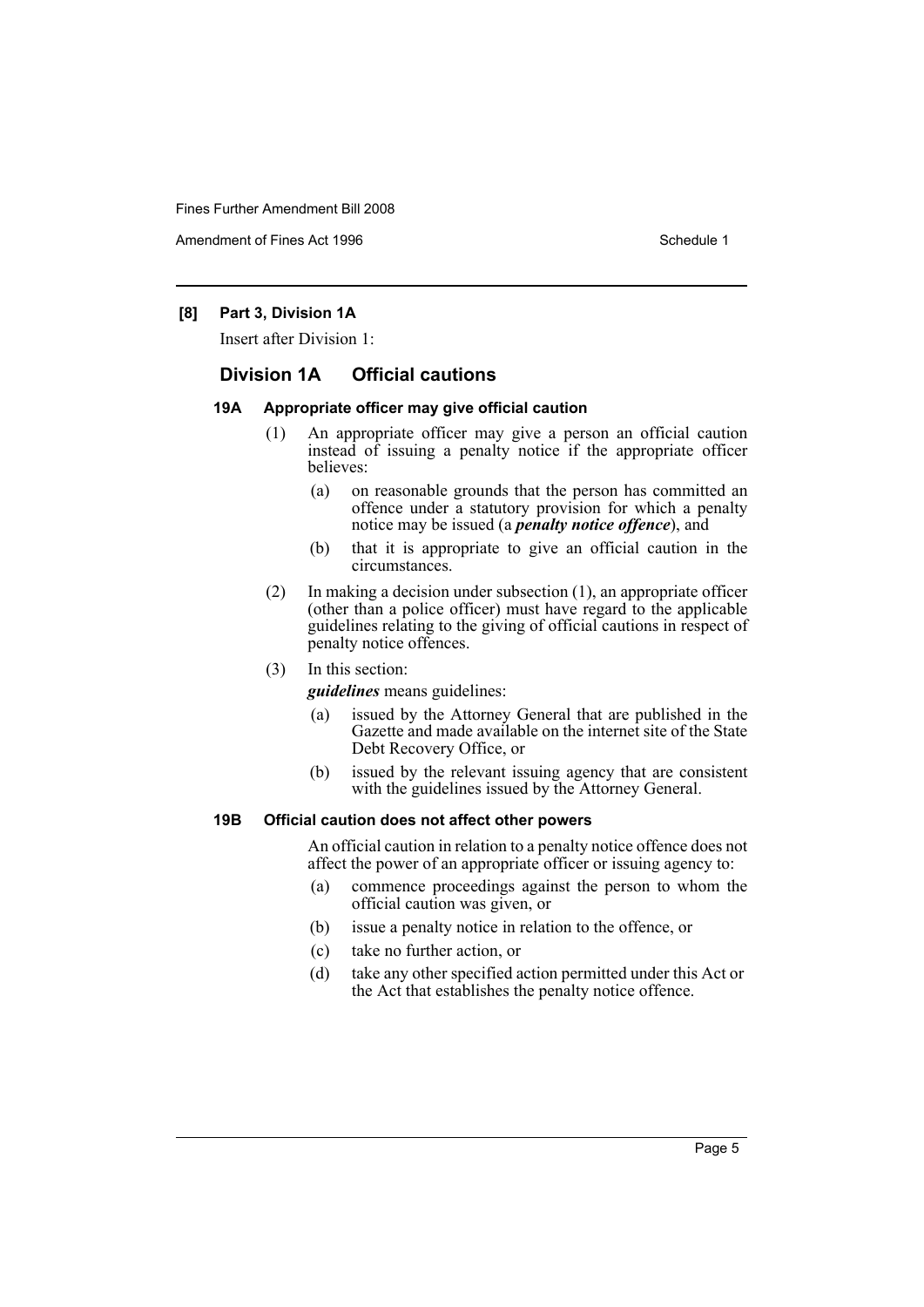### [8] Part 3, Division 1A

Insert after Division 1:

## Division 1A Official cautions

### 19A Appropriate officer may give official caution

(1) An appropriate officer may give a person an official caution instead of issuing a penalty notice if the appropriate officer believes:

(a) on reasonable grounds that the person has committed an offence under a statutory provision for which a penalty notice may be issued (a ***penalty notice offence***), and

(b) that it is appropriate to give an official caution in the circumstances.

(2) In making a decision under subsection (1), an appropriate officer (other than a police officer) must have regard to the applicable guidelines relating to the giving of official cautions in respect of penalty notice offences.

(3) In this section:

***guidelines*** means guidelines:

(a) issued by the Attorney General that are published in the Gazette and made available on the internet site of the State Debt Recovery Office, or

(b) issued by the relevant issuing agency that are consistent with the guidelines issued by the Attorney General.

### 19B Official caution does not affect other powers

An official caution in relation to a penalty notice offence does not affect the power of an appropriate officer or issuing agency to:

(a) commence proceedings against the person to whom the official caution was given, or

(b) issue a penalty notice in relation to the offence, or

(c) take no further action, or

(d) take any other specified action permitted under this Act or the Act that establishes the penalty notice offence.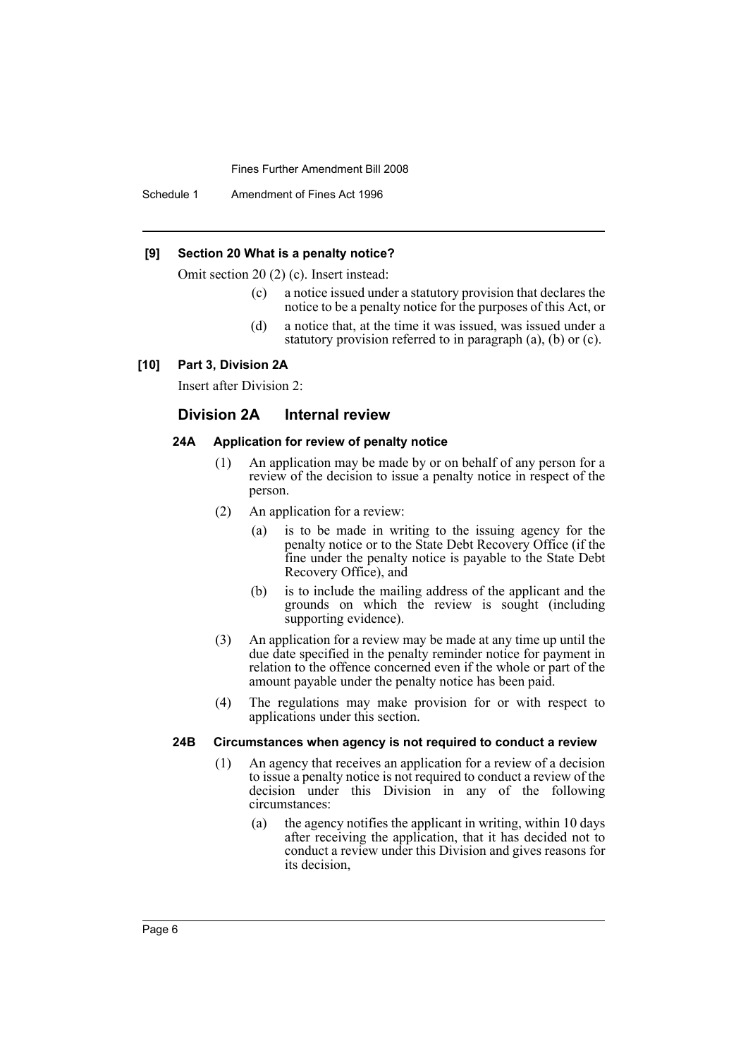**[9] Section 20 What is a penalty notice?**

Omit section 20 (2) (c). Insert instead:

- (c) a notice issued under a statutory provision that declares the notice to be a penalty notice for the purposes of this Act, or
- (d) a notice that, at the time it was issued, was issued under a statutory provision referred to in paragraph (a), (b) or (c).

**[10] Part 3, Division 2A**

Insert after Division 2:

## Division 2A Internal review

### 24A Application for review of penalty notice

(1) An application may be made by or on behalf of any person for a review of the decision to issue a penalty notice in respect of the person.

(2) An application for a review:

- (a) is to be made in writing to the issuing agency for the penalty notice or to the State Debt Recovery Office (if the fine under the penalty notice is payable to the State Debt Recovery Office), and
- (b) is to include the mailing address of the applicant and the grounds on which the review is sought (including supporting evidence).

(3) An application for a review may be made at any time up until the due date specified in the penalty reminder notice for payment in relation to the offence concerned even if the whole or part of the amount payable under the penalty notice has been paid.

(4) The regulations may make provision for or with respect to applications under this section.

### 24B Circumstances when agency is not required to conduct a review

(1) An agency that receives an application for a review of a decision to issue a penalty notice is not required to conduct a review of the decision under this Division in any of the following circumstances:

- (a) the agency notifies the applicant in writing, within 10 days after receiving the application, that it has decided not to conduct a review under this Division and gives reasons for its decision,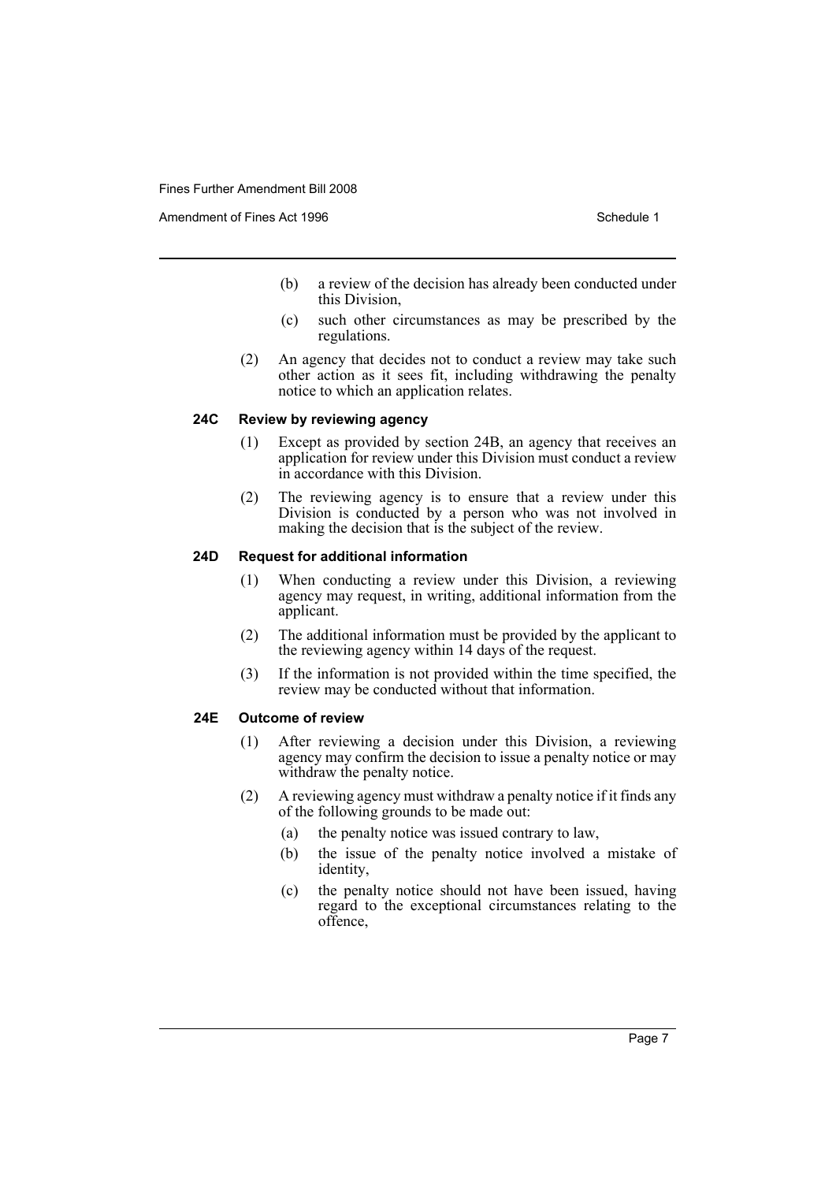- (b) a review of the decision has already been conducted under this Division,
- (c) such other circumstances as may be prescribed by the regulations.

(2) An agency that decides not to conduct a review may take such other action as it sees fit, including withdrawing the penalty notice to which an application relates.

#### 24C Review by reviewing agency

(1) Except as provided by section 24B, an agency that receives an application for review under this Division must conduct a review in accordance with this Division.

(2) The reviewing agency is to ensure that a review under this Division is conducted by a person who was not involved in making the decision that is the subject of the review.

#### 24D Request for additional information

(1) When conducting a review under this Division, a reviewing agency may request, in writing, additional information from the applicant.

(2) The additional information must be provided by the applicant to the reviewing agency within 14 days of the request.

(3) If the information is not provided within the time specified, the review may be conducted without that information.

#### 24E Outcome of review

(1) After reviewing a decision under this Division, a reviewing agency may confirm the decision to issue a penalty notice or may withdraw the penalty notice.

(2) A reviewing agency must withdraw a penalty notice if it finds any of the following grounds to be made out:

- (a) the penalty notice was issued contrary to law,
- (b) the issue of the penalty notice involved a mistake of identity,
- (c) the penalty notice should not have been issued, having regard to the exceptional circumstances relating to the offence,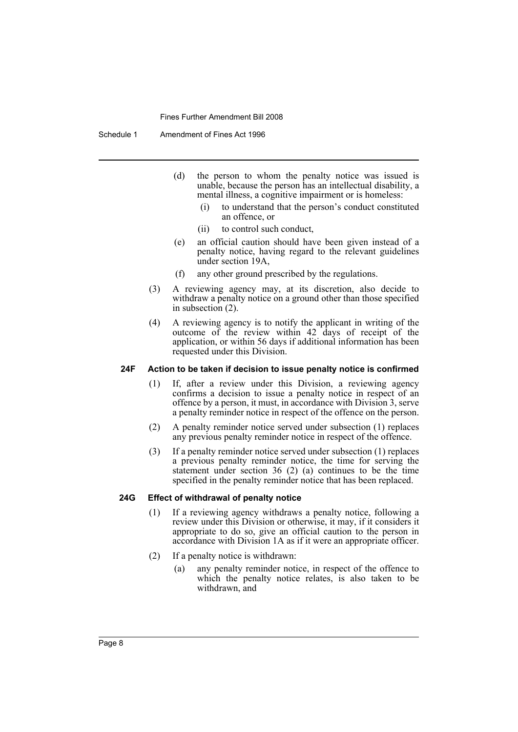(d) the person to whom the penalty notice was issued is unable, because the person has an intellectual disability, a mental illness, a cognitive impairment or is homeless:

  (i) to understand that the person's conduct constituted an offence, or

  (ii) to control such conduct,

(e) an official caution should have been given instead of a penalty notice, having regard to the relevant guidelines under section 19A,

(f) any other ground prescribed by the regulations.

(3) A reviewing agency may, at its discretion, also decide to withdraw a penalty notice on a ground other than those specified in subsection (2).

(4) A reviewing agency is to notify the applicant in writing of the outcome of the review within 42 days of receipt of the application, or within 56 days if additional information has been requested under this Division.

#### 24F Action to be taken if decision to issue penalty notice is confirmed

(1) If, after a review under this Division, a reviewing agency confirms a decision to issue a penalty notice in respect of an offence by a person, it must, in accordance with Division 3, serve a penalty reminder notice in respect of the offence on the person.

(2) A penalty reminder notice served under subsection (1) replaces any previous penalty reminder notice in respect of the offence.

(3) If a penalty reminder notice served under subsection (1) replaces a previous penalty reminder notice, the time for serving the statement under section 36 (2) (a) continues to be the time specified in the penalty reminder notice that has been replaced.

#### 24G Effect of withdrawal of penalty notice

(1) If a reviewing agency withdraws a penalty notice, following a review under this Division or otherwise, it may, if it considers it appropriate to do so, give an official caution to the person in accordance with Division 1A as if it were an appropriate officer.

(2) If a penalty notice is withdrawn:

  (a) any penalty reminder notice, in respect of the offence to which the penalty notice relates, is also taken to be withdrawn, and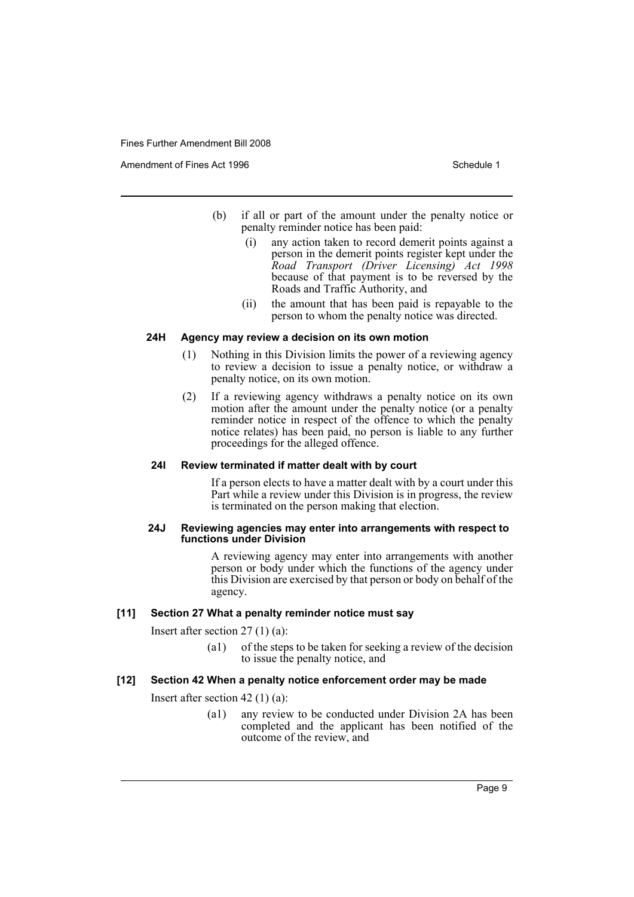(b) if all or part of the amount under the penalty notice or penalty reminder notice has been paid:

  (i) any action taken to record demerit points against a person in the demerit points register kept under the *Road Transport (Driver Licensing) Act 1998* because of that payment is to be reversed by the Roads and Traffic Authority, and

  (ii) the amount that has been paid is repayable to the person to whom the penalty notice was directed.

#### 24H Agency may review a decision on its own motion

(1) Nothing in this Division limits the power of a reviewing agency to review a decision to issue a penalty notice, or withdraw a penalty notice, on its own motion.

(2) If a reviewing agency withdraws a penalty notice on its own motion after the amount under the penalty notice (or a penalty reminder notice in respect of the offence to which the penalty notice relates) has been paid, no person is liable to any further proceedings for the alleged offence.

#### 24I Review terminated if matter dealt with by court

If a person elects to have a matter dealt with by a court under this Part while a review under this Division is in progress, the review is terminated on the person making that election.

#### 24J Reviewing agencies may enter into arrangements with respect to functions under Division

A reviewing agency may enter into arrangements with another person or body under which the functions of the agency under this Division are exercised by that person or body on behalf of the agency.

### [11] Section 27 What a penalty reminder notice must say

Insert after section 27 (1) (a):

(a1) of the steps to be taken for seeking a review of the decision to issue the penalty notice, and

### [12] Section 42 When a penalty notice enforcement order may be made

Insert after section 42 (1) (a):

(a1) any review to be conducted under Division 2A has been completed and the applicant has been notified of the outcome of the review, and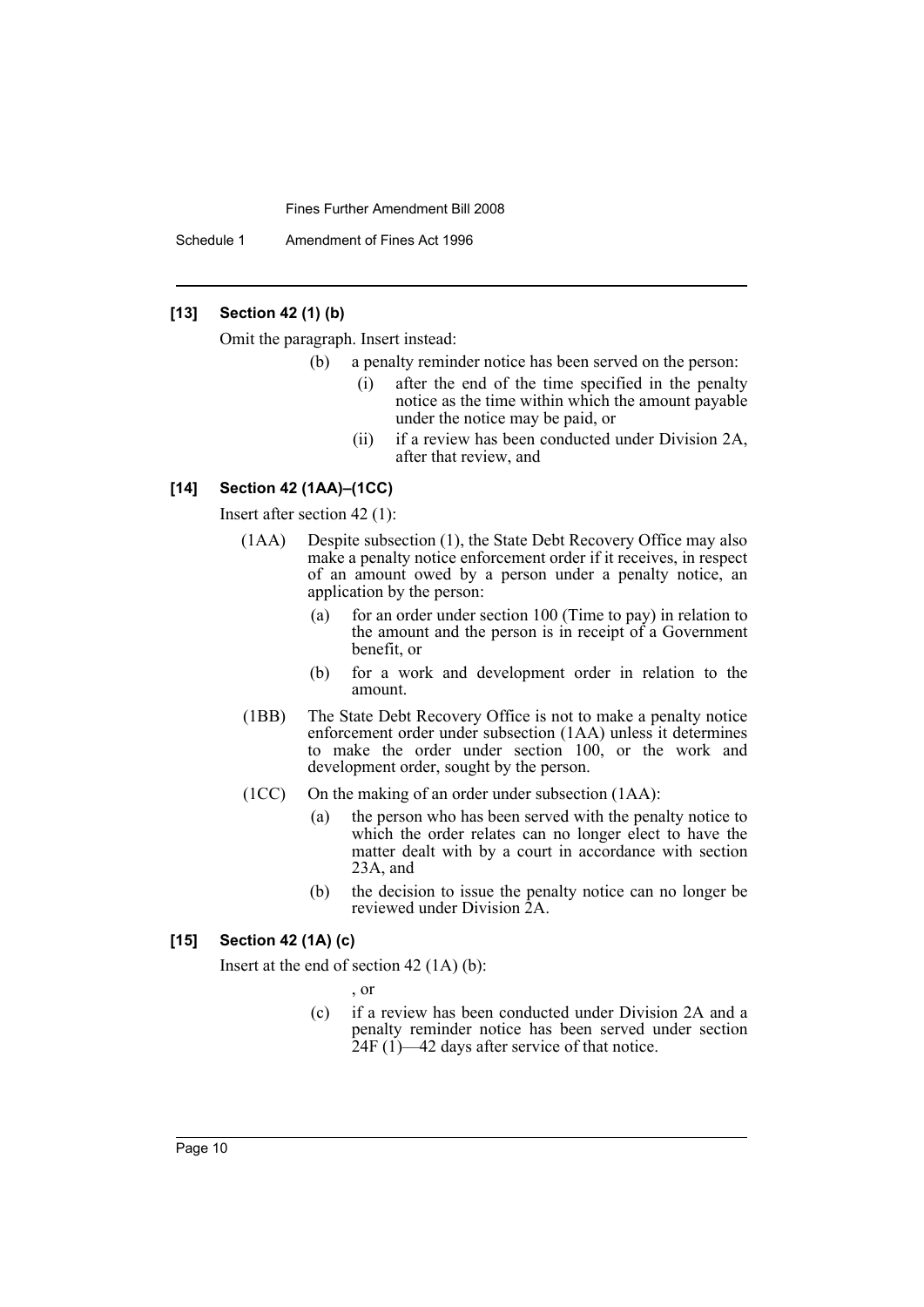### [13] Section 42 (1) (b)

Omit the paragraph. Insert instead:

- (b) a penalty reminder notice has been served on the person:
  - (i) after the end of the time specified in the penalty notice as the time within which the amount payable under the notice may be paid, or
  - (ii) if a review has been conducted under Division 2A, after that review, and

### [14] Section 42 (1AA)–(1CC)

Insert after section 42 (1):

(1AA) Despite subsection (1), the State Debt Recovery Office may also make a penalty notice enforcement order if it receives, in respect of an amount owed by a person under a penalty notice, an application by the person:

- (a) for an order under section 100 (Time to pay) in relation to the amount and the person is in receipt of a Government benefit, or
- (b) for a work and development order in relation to the amount.

(1BB) The State Debt Recovery Office is not to make a penalty notice enforcement order under subsection (1AA) unless it determines to make the order under section 100, or the work and development order, sought by the person.

(1CC) On the making of an order under subsection (1AA):

- (a) the person who has been served with the penalty notice to which the order relates can no longer elect to have the matter dealt with by a court in accordance with section 23A, and
- (b) the decision to issue the penalty notice can no longer be reviewed under Division 2A.

### [15] Section 42 (1A) (c)

Insert at the end of section 42 (1A) (b):

, or

- (c) if a review has been conducted under Division 2A and a penalty reminder notice has been served under section 24F (1)—42 days after service of that notice.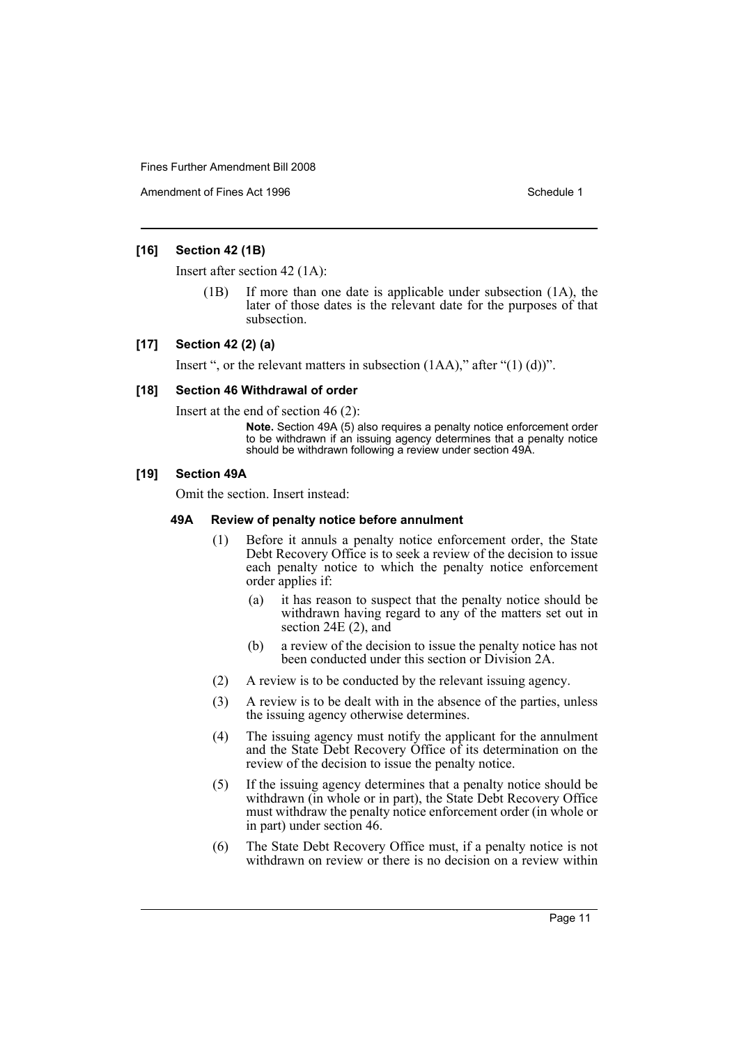### [16] Section 42 (1B)

Insert after section 42 (1A):

(1B) If more than one date is applicable under subsection (1A), the later of those dates is the relevant date for the purposes of that subsection.

### [17] Section 42 (2) (a)

Insert ", or the relevant matters in subsection (1AA)," after "(1) (d))".

### [18] Section 46 Withdrawal of order

Insert at the end of section 46 (2):

**Note.** Section 49A (5) also requires a penalty notice enforcement order to be withdrawn if an issuing agency determines that a penalty notice should be withdrawn following a review under section 49A.

### [19] Section 49A

Omit the section. Insert instead:

#### 49A Review of penalty notice before annulment

(1) Before it annuls a penalty notice enforcement order, the State Debt Recovery Office is to seek a review of the decision to issue each penalty notice to which the penalty notice enforcement order applies if:

- (a) it has reason to suspect that the penalty notice should be withdrawn having regard to any of the matters set out in section 24E (2), and
- (b) a review of the decision to issue the penalty notice has not been conducted under this section or Division 2A.

(2) A review is to be conducted by the relevant issuing agency.

(3) A review is to be dealt with in the absence of the parties, unless the issuing agency otherwise determines.

(4) The issuing agency must notify the applicant for the annulment and the State Debt Recovery Office of its determination on the review of the decision to issue the penalty notice.

(5) If the issuing agency determines that a penalty notice should be withdrawn (in whole or in part), the State Debt Recovery Office must withdraw the penalty notice enforcement order (in whole or in part) under section 46.

(6) The State Debt Recovery Office must, if a penalty notice is not withdrawn on review or there is no decision on a review within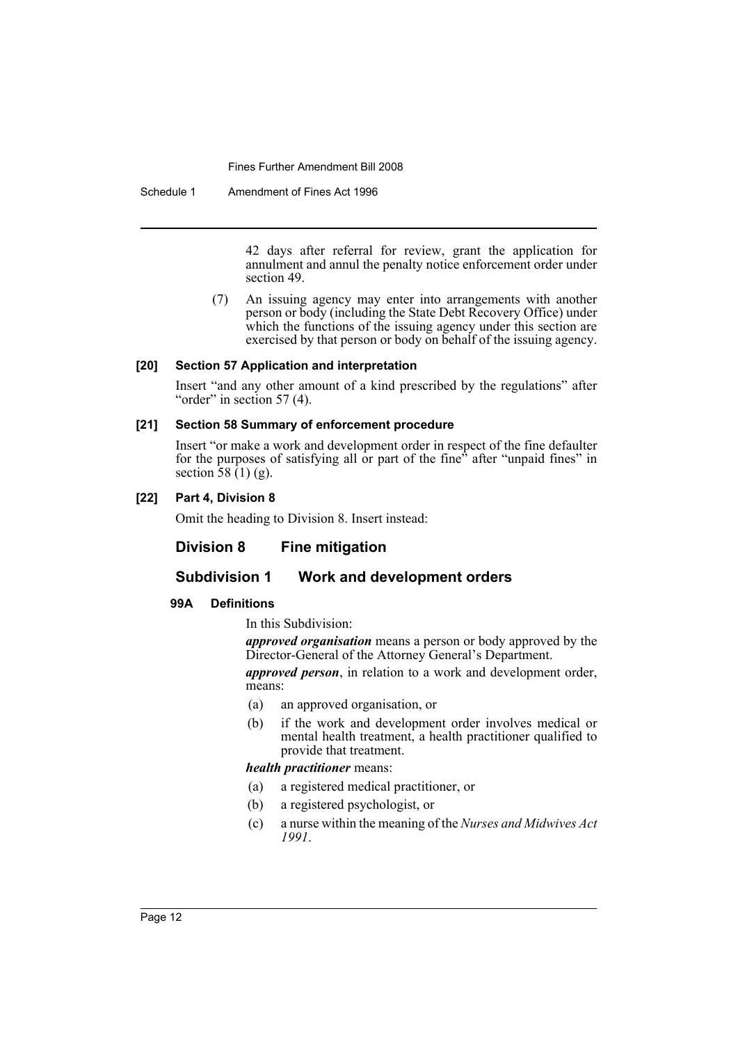42 days after referral for review, grant the application for annulment and annul the penalty notice enforcement order under section 49.

(7) An issuing agency may enter into arrangements with another person or body (including the State Debt Recovery Office) under which the functions of the issuing agency under this section are exercised by that person or body on behalf of the issuing agency.

#### [20] Section 57 Application and interpretation

Insert "and any other amount of a kind prescribed by the regulations" after "order" in section 57 (4).

#### [21] Section 58 Summary of enforcement procedure

Insert "or make a work and development order in respect of the fine defaulter for the purposes of satisfying all or part of the fine" after "unpaid fines" in section 58 (1) (g).

#### [22] Part 4, Division 8

Omit the heading to Division 8. Insert instead:

## Division 8 Fine mitigation

## Subdivision 1 Work and development orders

**99A Definitions**

In this Subdivision:

***approved organisation*** means a person or body approved by the Director-General of the Attorney General's Department.

***approved person***, in relation to a work and development order, means:

(a) an approved organisation, or

(b) if the work and development order involves medical or mental health treatment, a health practitioner qualified to provide that treatment.

***health practitioner*** means:

(a) a registered medical practitioner, or

(b) a registered psychologist, or

(c) a nurse within the meaning of the *Nurses and Midwives Act 1991*.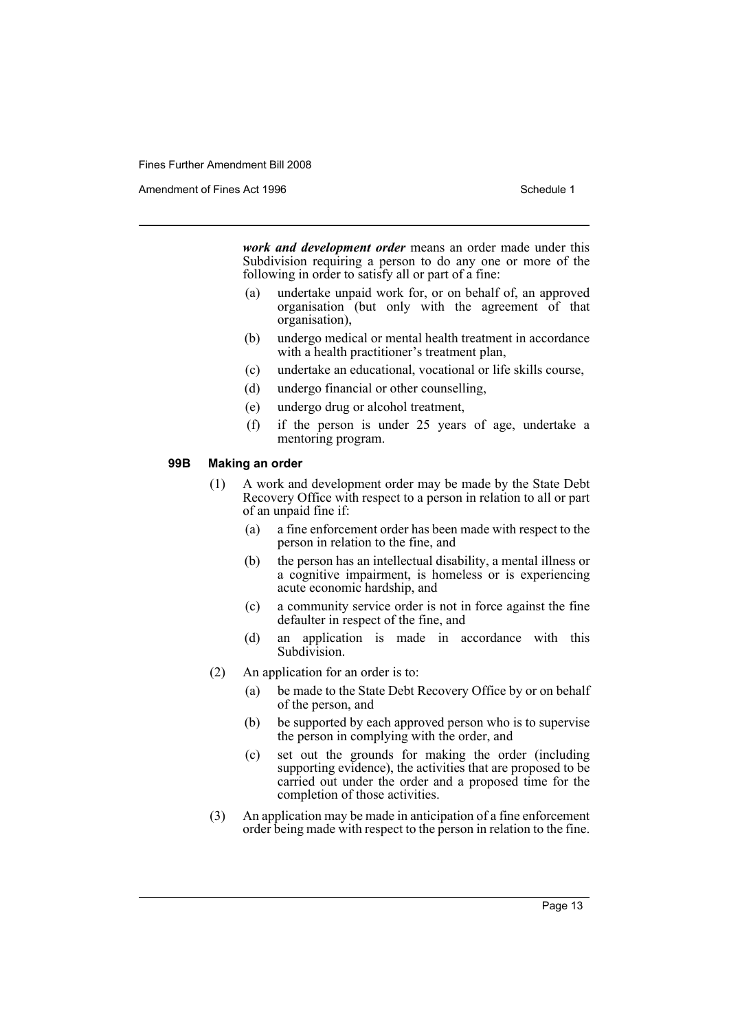***work and development order*** means an order made under this Subdivision requiring a person to do any one or more of the following in order to satisfy all or part of a fine:

(a) undertake unpaid work for, or on behalf of, an approved organisation (but only with the agreement of that organisation),

(b) undergo medical or mental health treatment in accordance with a health practitioner's treatment plan,

(c) undertake an educational, vocational or life skills course,

(d) undergo financial or other counselling,

(e) undergo drug or alcohol treatment,

(f) if the person is under 25 years of age, undertake a mentoring program.

**99B Making an order**

(1) A work and development order may be made by the State Debt Recovery Office with respect to a person in relation to all or part of an unpaid fine if:

(a) a fine enforcement order has been made with respect to the person in relation to the fine, and

(b) the person has an intellectual disability, a mental illness or a cognitive impairment, is homeless or is experiencing acute economic hardship, and

(c) a community service order is not in force against the fine defaulter in respect of the fine, and

(d) an application is made in accordance with this Subdivision.

(2) An application for an order is to:

(a) be made to the State Debt Recovery Office by or on behalf of the person, and

(b) be supported by each approved person who is to supervise the person in complying with the order, and

(c) set out the grounds for making the order (including supporting evidence), the activities that are proposed to be carried out under the order and a proposed time for the completion of those activities.

(3) An application may be made in anticipation of a fine enforcement order being made with respect to the person in relation to the fine.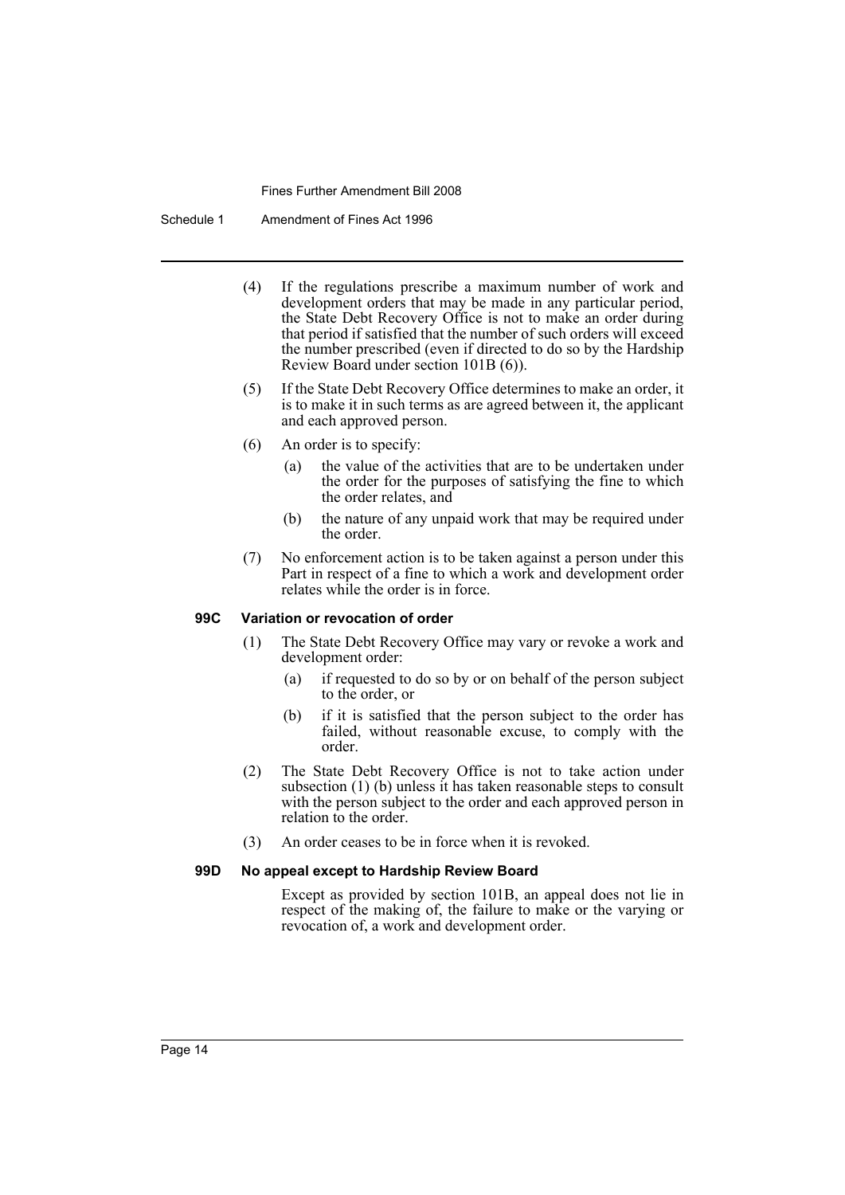(4) If the regulations prescribe a maximum number of work and development orders that may be made in any particular period, the State Debt Recovery Office is not to make an order during that period if satisfied that the number of such orders will exceed the number prescribed (even if directed to do so by the Hardship Review Board under section 101B (6)).

(5) If the State Debt Recovery Office determines to make an order, it is to make it in such terms as are agreed between it, the applicant and each approved person.

(6) An order is to specify:

(a) the value of the activities that are to be undertaken under the order for the purposes of satisfying the fine to which the order relates, and

(b) the nature of any unpaid work that may be required under the order.

(7) No enforcement action is to be taken against a person under this Part in respect of a fine to which a work and development order relates while the order is in force.

**99C Variation or revocation of order**

(1) The State Debt Recovery Office may vary or revoke a work and development order:

(a) if requested to do so by or on behalf of the person subject to the order, or

(b) if it is satisfied that the person subject to the order has failed, without reasonable excuse, to comply with the order.

(2) The State Debt Recovery Office is not to take action under subsection (1) (b) unless it has taken reasonable steps to consult with the person subject to the order and each approved person in relation to the order.

(3) An order ceases to be in force when it is revoked.

**99D No appeal except to Hardship Review Board**

Except as provided by section 101B, an appeal does not lie in respect of the making of, the failure to make or the varying or revocation of, a work and development order.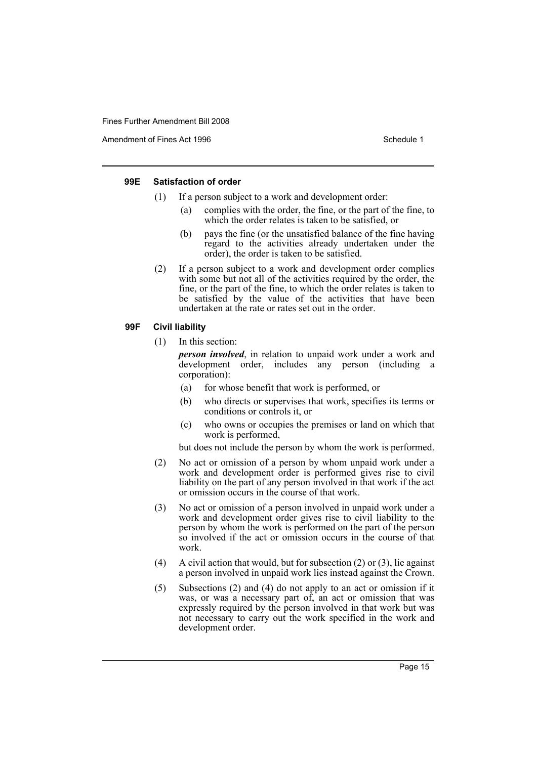#### 99E Satisfaction of order

(1) If a person subject to a work and development order:

- (a) complies with the order, the fine, or the part of the fine, to which the order relates is taken to be satisfied, or
- (b) pays the fine (or the unsatisfied balance of the fine having regard to the activities already undertaken under the order), the order is taken to be satisfied.

(2) If a person subject to a work and development order complies with some but not all of the activities required by the order, the fine, or the part of the fine, to which the order relates is taken to be satisfied by the value of the activities that have been undertaken at the rate or rates set out in the order.

#### 99F Civil liability

(1) In this section:

***person involved***, in relation to unpaid work under a work and development order, includes any person (including a corporation):

- (a) for whose benefit that work is performed, or
- (b) who directs or supervises that work, specifies its terms or conditions or controls it, or
- (c) who owns or occupies the premises or land on which that work is performed,

but does not include the person by whom the work is performed.

(2) No act or omission of a person by whom unpaid work under a work and development order is performed gives rise to civil liability on the part of any person involved in that work if the act or omission occurs in the course of that work.

(3) No act or omission of a person involved in unpaid work under a work and development order gives rise to civil liability to the person by whom the work is performed on the part of the person so involved if the act or omission occurs in the course of that work.

(4) A civil action that would, but for subsection (2) or (3), lie against a person involved in unpaid work lies instead against the Crown.

(5) Subsections (2) and (4) do not apply to an act or omission if it was, or was a necessary part of, an act or omission that was expressly required by the person involved in that work but was not necessary to carry out the work specified in the work and development order.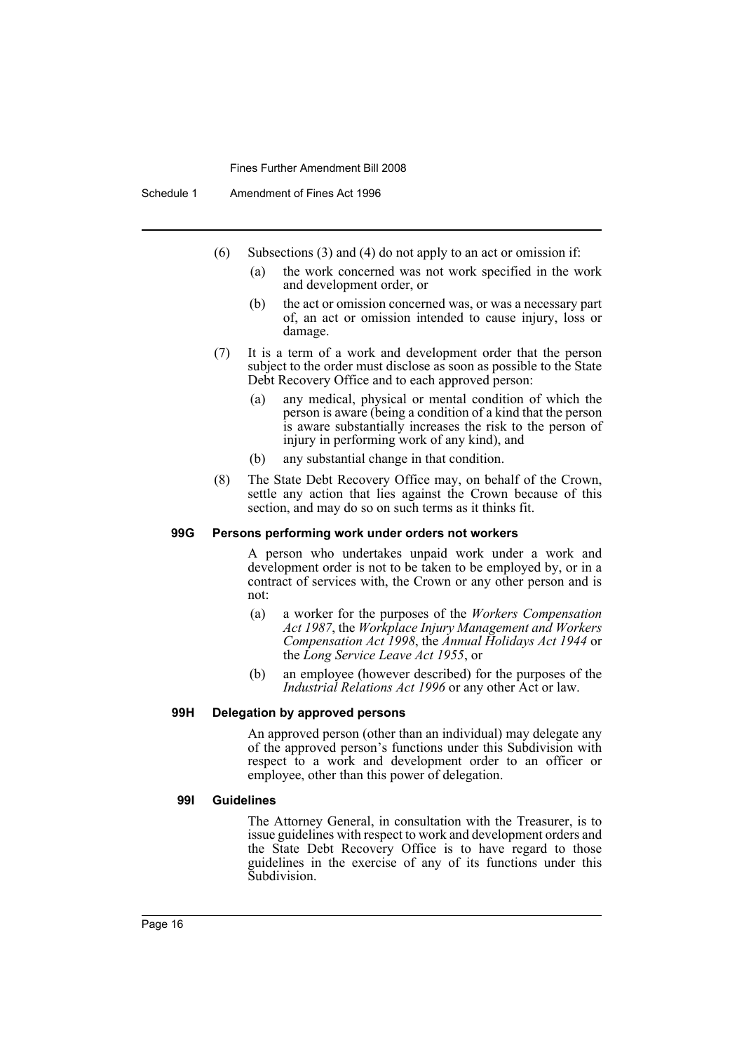(6) Subsections (3) and (4) do not apply to an act or omission if:

(a) the work concerned was not work specified in the work and development order, or

(b) the act or omission concerned was, or was a necessary part of, an act or omission intended to cause injury, loss or damage.

(7) It is a term of a work and development order that the person subject to the order must disclose as soon as possible to the State Debt Recovery Office and to each approved person:

(a) any medical, physical or mental condition of which the person is aware (being a condition of a kind that the person is aware substantially increases the risk to the person of injury in performing work of any kind), and

(b) any substantial change in that condition.

(8) The State Debt Recovery Office may, on behalf of the Crown, settle any action that lies against the Crown because of this section, and may do so on such terms as it thinks fit.

**99G Persons performing work under orders not workers**

A person who undertakes unpaid work under a work and development order is not to be taken to be employed by, or in a contract of services with, the Crown or any other person and is not:

(a) a worker for the purposes of the *Workers Compensation Act 1987*, the *Workplace Injury Management and Workers Compensation Act 1998*, the *Annual Holidays Act 1944* or the *Long Service Leave Act 1955*, or

(b) an employee (however described) for the purposes of the *Industrial Relations Act 1996* or any other Act or law.

**99H Delegation by approved persons**

An approved person (other than an individual) may delegate any of the approved person's functions under this Subdivision with respect to a work and development order to an officer or employee, other than this power of delegation.

**99I Guidelines**

The Attorney General, in consultation with the Treasurer, is to issue guidelines with respect to work and development orders and the State Debt Recovery Office is to have regard to those guidelines in the exercise of any of its functions under this Subdivision.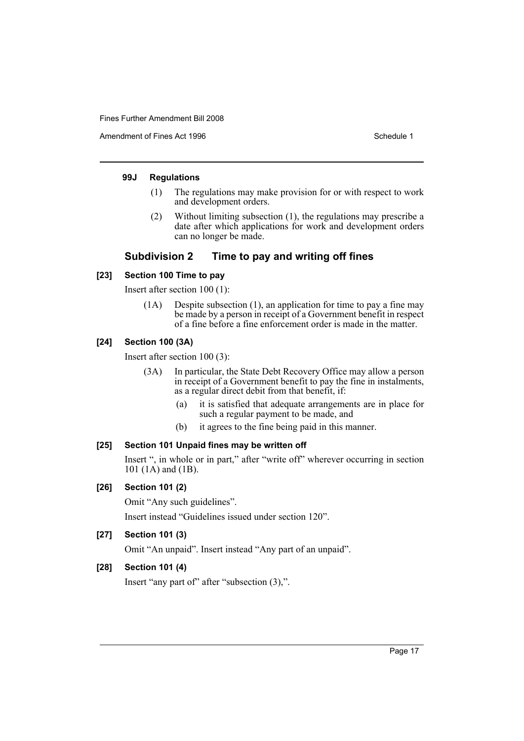#### 99J Regulations

(1) The regulations may make provision for or with respect to work and development orders.

(2) Without limiting subsection (1), the regulations may prescribe a date after which applications for work and development orders can no longer be made.

### Subdivision 2 Time to pay and writing off fines

#### [23] Section 100 Time to pay

Insert after section 100 (1):

(1A) Despite subsection (1), an application for time to pay a fine may be made by a person in receipt of a Government benefit in respect of a fine before a fine enforcement order is made in the matter.

#### [24] Section 100 (3A)

Insert after section 100 (3):

(3A) In particular, the State Debt Recovery Office may allow a person in receipt of a Government benefit to pay the fine in instalments, as a regular direct debit from that benefit, if:

(a) it is satisfied that adequate arrangements are in place for such a regular payment to be made, and

(b) it agrees to the fine being paid in this manner.

#### [25] Section 101 Unpaid fines may be written off

Insert ", in whole or in part," after "write off" wherever occurring in section 101 (1A) and (1B).

#### [26] Section 101 (2)

Omit "Any such guidelines".

Insert instead "Guidelines issued under section 120".

#### [27] Section 101 (3)

Omit "An unpaid". Insert instead "Any part of an unpaid".

#### [28] Section 101 (4)

Insert "any part of" after "subsection (3),".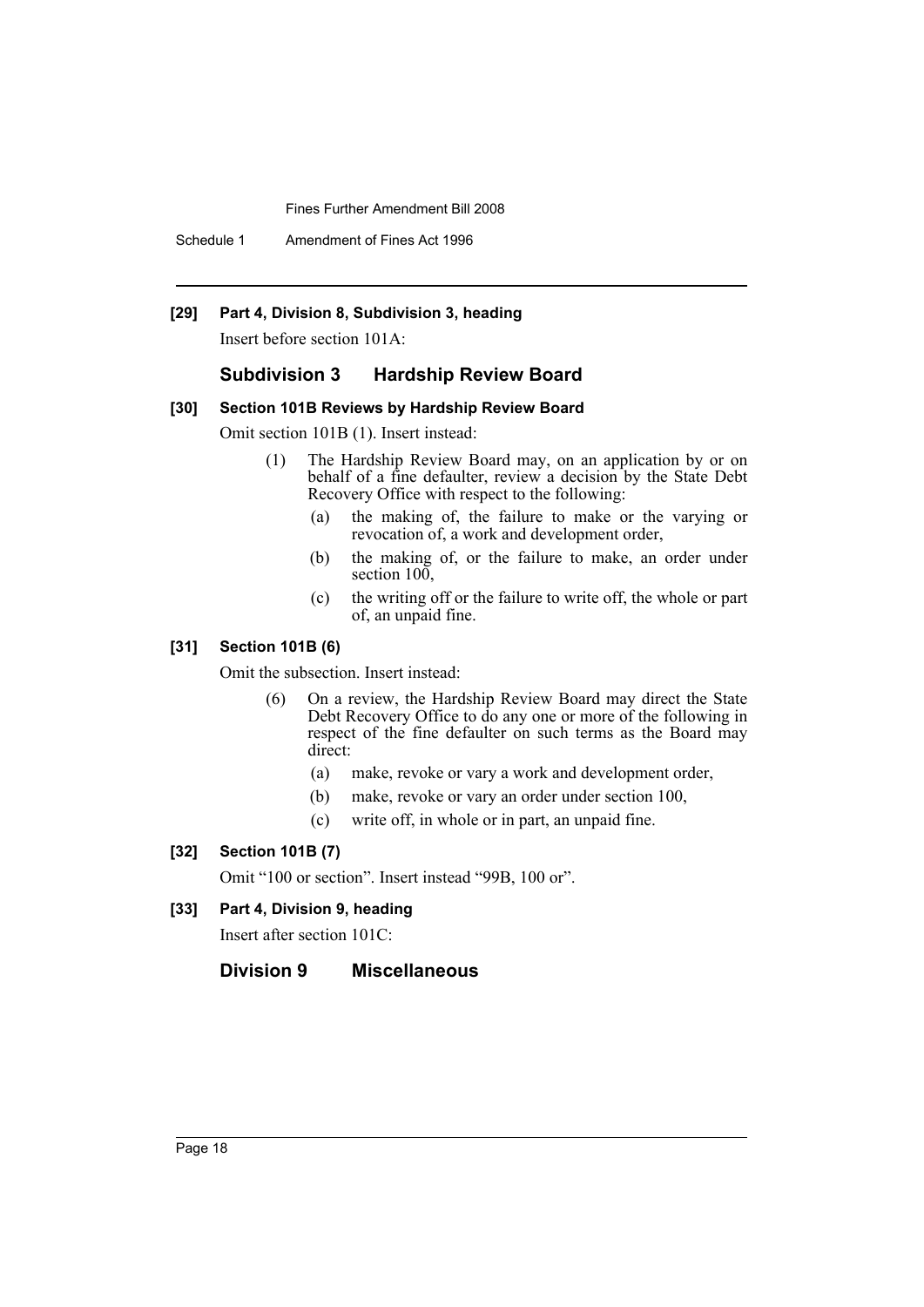**[29] Part 4, Division 8, Subdivision 3, heading**

Insert before section 101A:

### Subdivision 3 Hardship Review Board

**[30] Section 101B Reviews by Hardship Review Board**

Omit section 101B (1). Insert instead:

> (1) The Hardship Review Board may, on an application by or on behalf of a fine defaulter, review a decision by the State Debt Recovery Office with respect to the following:
>
> (a) the making of, the failure to make or the varying or revocation of, a work and development order,
>
> (b) the making of, or the failure to make, an order under section 100,
>
> (c) the writing off or the failure to write off, the whole or part of, an unpaid fine.

**[31] Section 101B (6)**

Omit the subsection. Insert instead:

> (6) On a review, the Hardship Review Board may direct the State Debt Recovery Office to do any one or more of the following in respect of the fine defaulter on such terms as the Board may direct:
>
> (a) make, revoke or vary a work and development order,
>
> (b) make, revoke or vary an order under section 100,
>
> (c) write off, in whole or in part, an unpaid fine.

**[32] Section 101B (7)**

Omit "100 or section". Insert instead "99B, 100 or".

**[33] Part 4, Division 9, heading**

Insert after section 101C:

### Division 9 Miscellaneous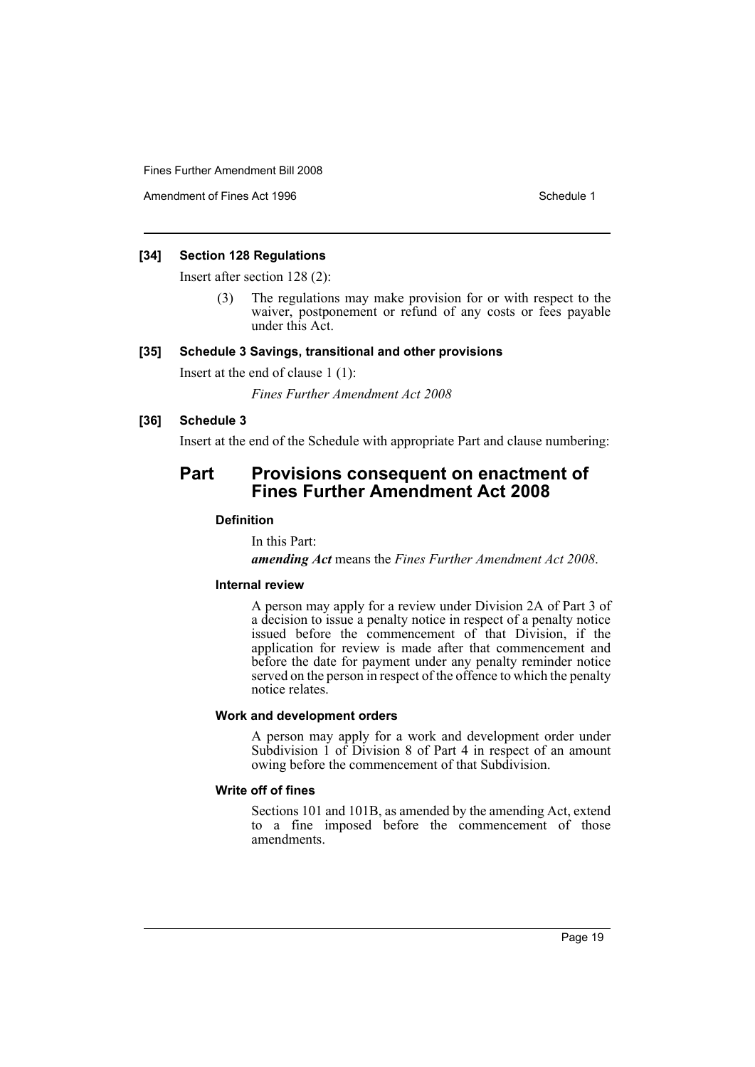### [34] Section 128 Regulations

Insert after section 128 (2):

> (3) The regulations may make provision for or with respect to the waiver, postponement or refund of any costs or fees payable under this Act.

### [35] Schedule 3 Savings, transitional and other provisions

Insert at the end of clause 1 (1):

> *Fines Further Amendment Act 2008*

### [36] Schedule 3

Insert at the end of the Schedule with appropriate Part and clause numbering:

## Part Provisions consequent on enactment of Fines Further Amendment Act 2008

#### Definition

In this Part:

***amending Act*** means the *Fines Further Amendment Act 2008*.

#### Internal review

A person may apply for a review under Division 2A of Part 3 of a decision to issue a penalty notice in respect of a penalty notice issued before the commencement of that Division, if the application for review is made after that commencement and before the date for payment under any penalty reminder notice served on the person in respect of the offence to which the penalty notice relates.

#### Work and development orders

A person may apply for a work and development order under Subdivision 1 of Division 8 of Part 4 in respect of an amount owing before the commencement of that Subdivision.

#### Write off of fines

Sections 101 and 101B, as amended by the amending Act, extend to a fine imposed before the commencement of those amendments.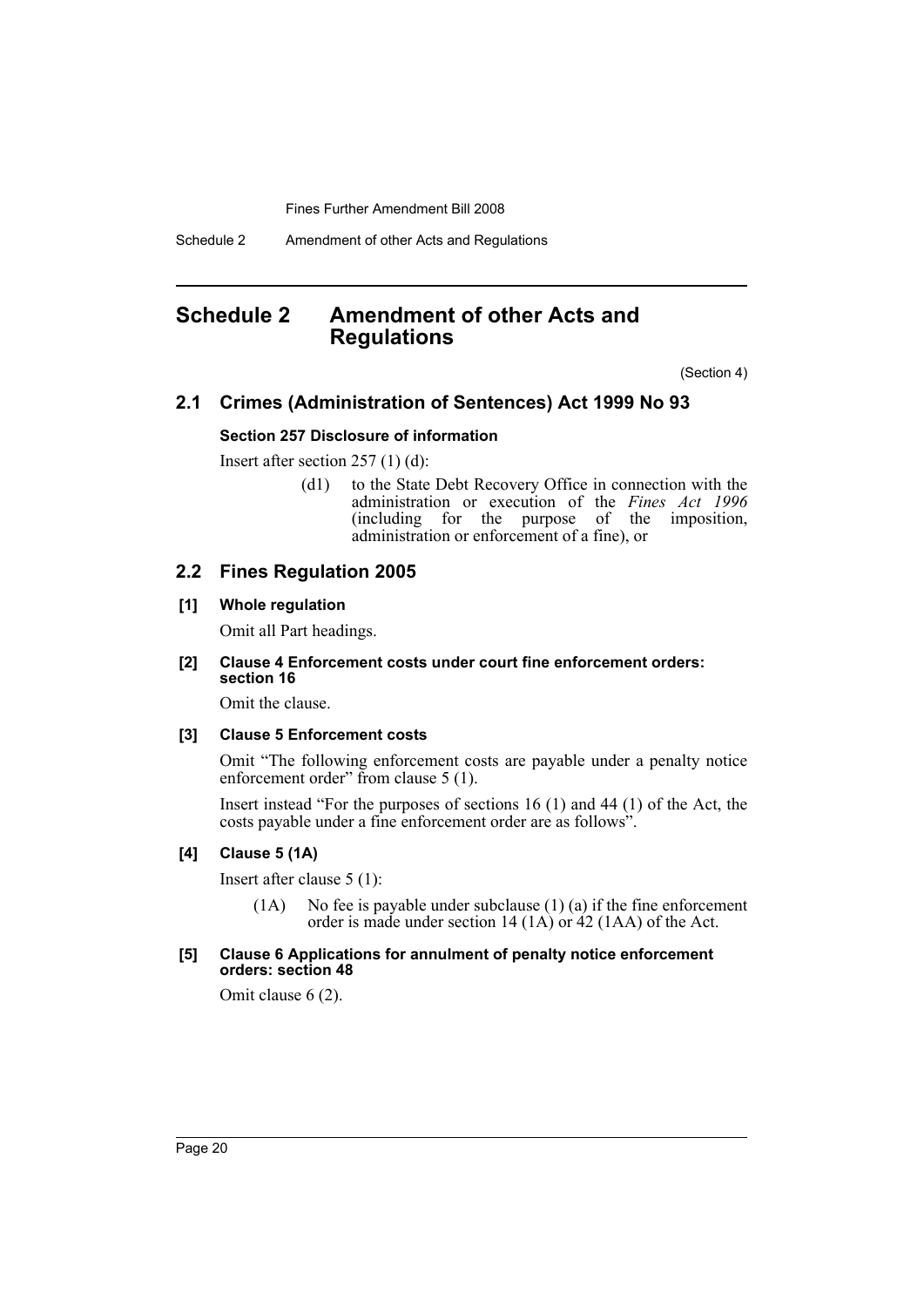## Schedule 2 Amendment of other Acts and Regulations

(Section 4)

### 2.1 Crimes (Administration of Sentences) Act 1999 No 93

**Section 257 Disclosure of information**

Insert after section 257 (1) (d):

> (d1) to the State Debt Recovery Office in connection with the administration or execution of the *Fines Act 1996* (including for the purpose of the imposition, administration or enforcement of a fine), or

### 2.2 Fines Regulation 2005

**[1] Whole regulation**

Omit all Part headings.

**[2] Clause 4 Enforcement costs under court fine enforcement orders: section 16**

Omit the clause.

**[3] Clause 5 Enforcement costs**

Omit "The following enforcement costs are payable under a penalty notice enforcement order" from clause 5 (1).

Insert instead "For the purposes of sections 16 (1) and 44 (1) of the Act, the costs payable under a fine enforcement order are as follows".

**[4] Clause 5 (1A)**

Insert after clause 5 (1):

> (1A) No fee is payable under subclause (1) (a) if the fine enforcement order is made under section 14 (1A) or 42 (1AA) of the Act.

**[5] Clause 6 Applications for annulment of penalty notice enforcement orders: section 48**

Omit clause 6 (2).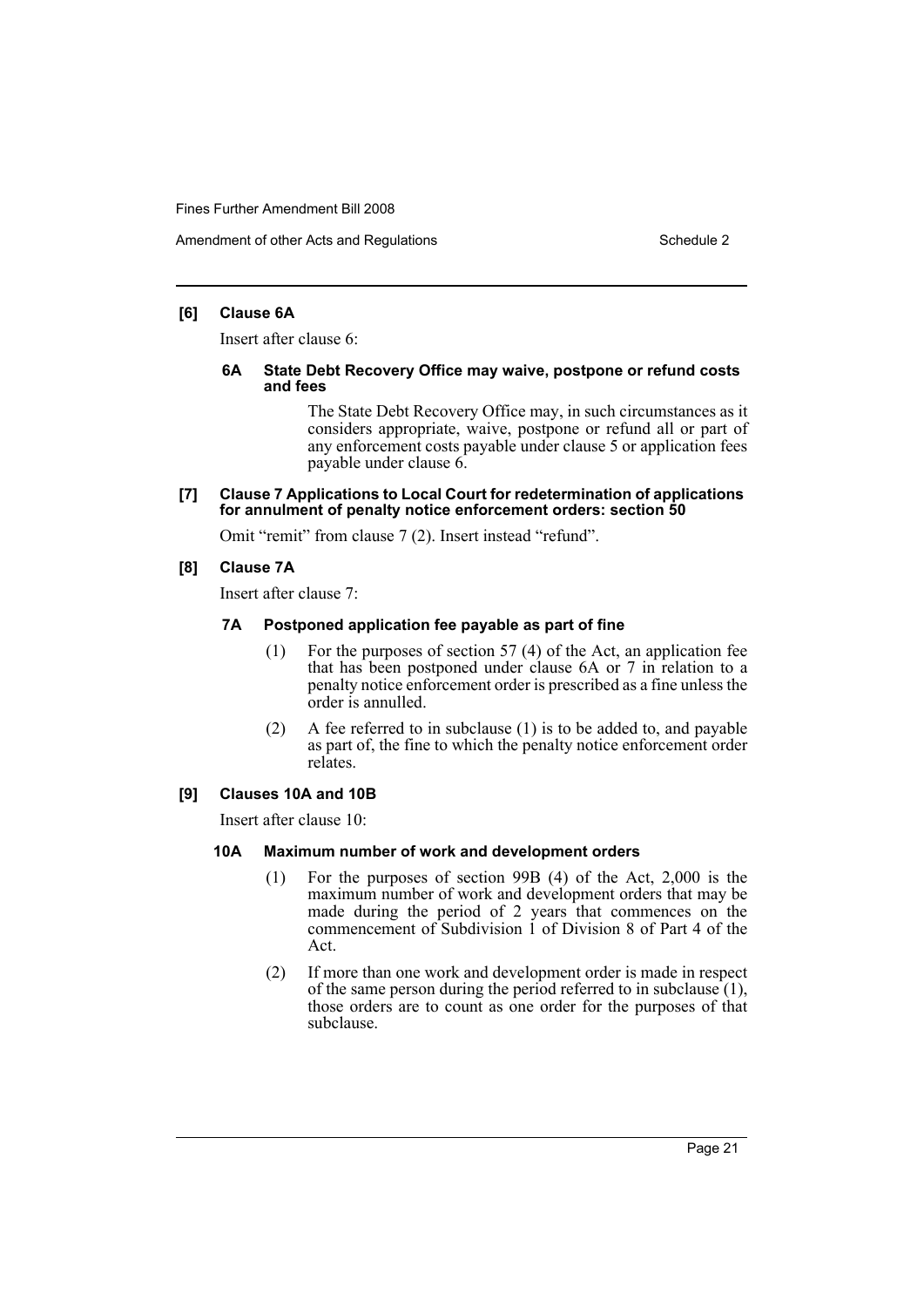### [6] Clause 6A

Insert after clause 6:

#### 6A State Debt Recovery Office may waive, postpone or refund costs and fees

The State Debt Recovery Office may, in such circumstances as it considers appropriate, waive, postpone or refund all or part of any enforcement costs payable under clause 5 or application fees payable under clause 6.

### [7] Clause 7 Applications to Local Court for redetermination of applications for annulment of penalty notice enforcement orders: section 50

Omit "remit" from clause 7 (2). Insert instead "refund".

### [8] Clause 7A

Insert after clause 7:

#### 7A Postponed application fee payable as part of fine

(1) For the purposes of section 57 (4) of the Act, an application fee that has been postponed under clause 6A or 7 in relation to a penalty notice enforcement order is prescribed as a fine unless the order is annulled.

(2) A fee referred to in subclause (1) is to be added to, and payable as part of, the fine to which the penalty notice enforcement order relates.

### [9] Clauses 10A and 10B

Insert after clause 10:

#### 10A Maximum number of work and development orders

(1) For the purposes of section 99B (4) of the Act, 2,000 is the maximum number of work and development orders that may be made during the period of 2 years that commences on the commencement of Subdivision 1 of Division 8 of Part 4 of the Act.

(2) If more than one work and development order is made in respect of the same person during the period referred to in subclause (1), those orders are to count as one order for the purposes of that subclause.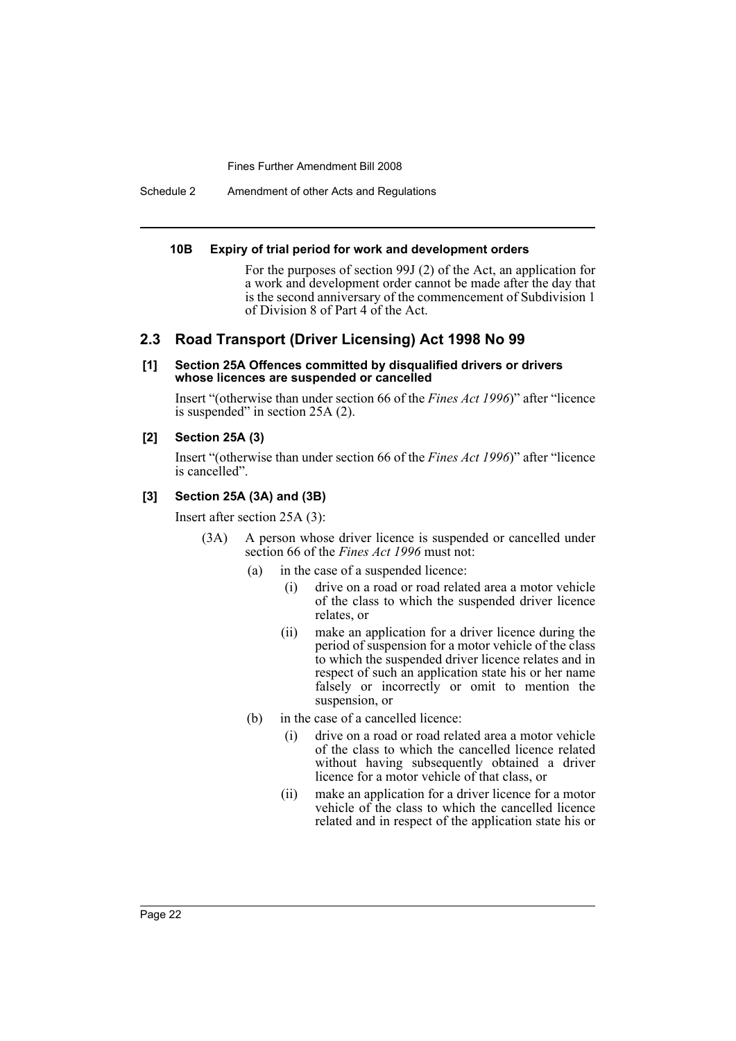#### 10B Expiry of trial period for work and development orders

For the purposes of section 99J (2) of the Act, an application for a work and development order cannot be made after the day that is the second anniversary of the commencement of Subdivision 1 of Division 8 of Part 4 of the Act.

## 2.3 Road Transport (Driver Licensing) Act 1998 No 99

#### [1] Section 25A Offences committed by disqualified drivers or drivers whose licences are suspended or cancelled

Insert "(otherwise than under section 66 of the *Fines Act 1996*)" after "licence is suspended" in section 25A (2).

#### [2] Section 25A (3)

Insert "(otherwise than under section 66 of the *Fines Act 1996*)" after "licence is cancelled".

#### [3] Section 25A (3A) and (3B)

Insert after section 25A (3):

(3A) A person whose driver licence is suspended or cancelled under section 66 of the *Fines Act 1996* must not:

- (a) in the case of a suspended licence:
  - (i) drive on a road or road related area a motor vehicle of the class to which the suspended driver licence relates, or
  - (ii) make an application for a driver licence during the period of suspension for a motor vehicle of the class to which the suspended driver licence relates and in respect of such an application state his or her name falsely or incorrectly or omit to mention the suspension, or
- (b) in the case of a cancelled licence:
  - (i) drive on a road or road related area a motor vehicle of the class to which the cancelled licence related without having subsequently obtained a driver licence for a motor vehicle of that class, or
  - (ii) make an application for a driver licence for a motor vehicle of the class to which the cancelled licence related and in respect of the application state his or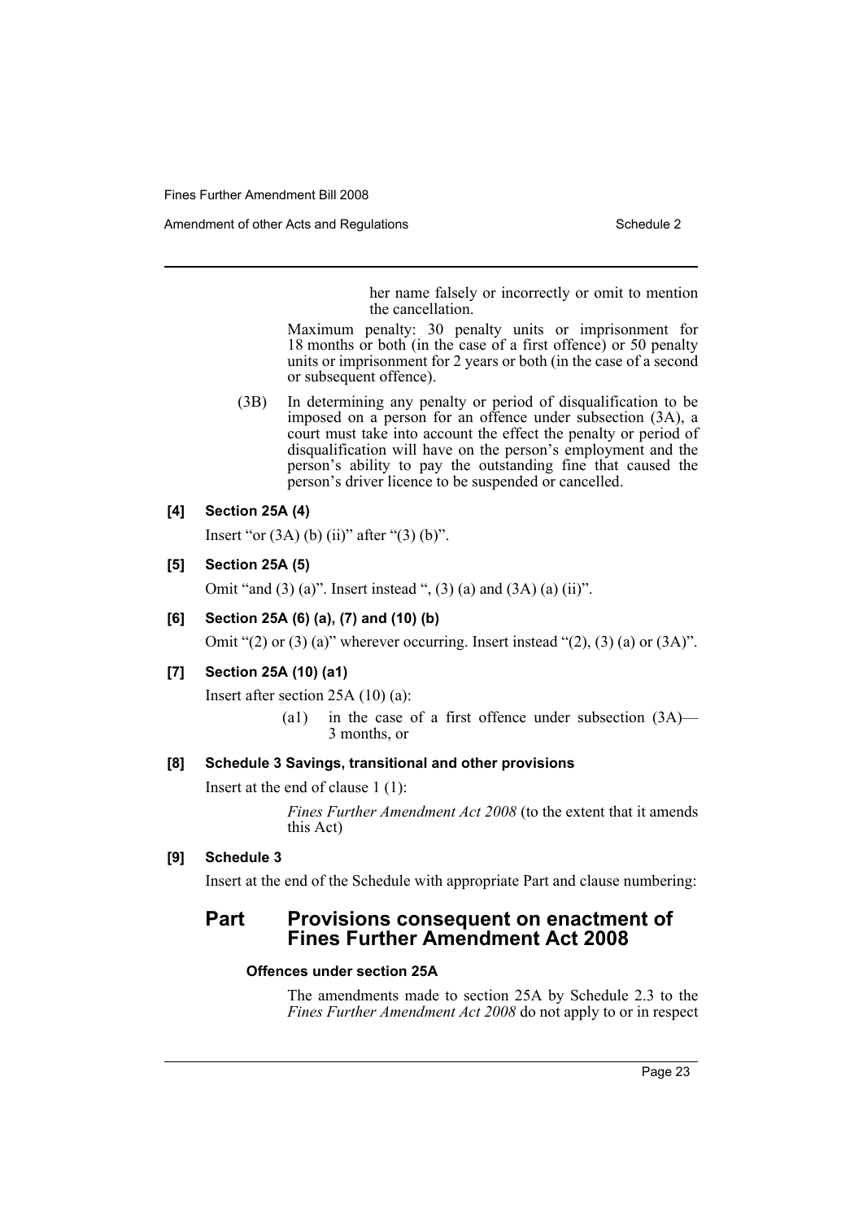her name falsely or incorrectly or omit to mention the cancellation.

Maximum penalty: 30 penalty units or imprisonment for 18 months or both (in the case of a first offence) or 50 penalty units or imprisonment for 2 years or both (in the case of a second or subsequent offence).

(3B) In determining any penalty or period of disqualification to be imposed on a person for an offence under subsection (3A), a court must take into account the effect the penalty or period of disqualification will have on the person's employment and the person's ability to pay the outstanding fine that caused the person's driver licence to be suspended or cancelled.

**[4] Section 25A (4)**

Insert "or (3A) (b) (ii)" after "(3) (b)".

**[5] Section 25A (5)**

Omit "and (3) (a)". Insert instead ", (3) (a) and (3A) (a) (ii)".

**[6] Section 25A (6) (a), (7) and (10) (b)**

Omit "(2) or (3) (a)" wherever occurring. Insert instead "(2), (3) (a) or (3A)".

**[7] Section 25A (10) (a1)**

Insert after section 25A (10) (a):

(a1) in the case of a first offence under subsection (3A)—3 months, or

**[8] Schedule 3 Savings, transitional and other provisions**

Insert at the end of clause 1 (1):

*Fines Further Amendment Act 2008* (to the extent that it amends this Act)

**[9] Schedule 3**

Insert at the end of the Schedule with appropriate Part and clause numbering:

## Part Provisions consequent on enactment of Fines Further Amendment Act 2008

**Offences under section 25A**

The amendments made to section 25A by Schedule 2.3 to the *Fines Further Amendment Act 2008* do not apply to or in respect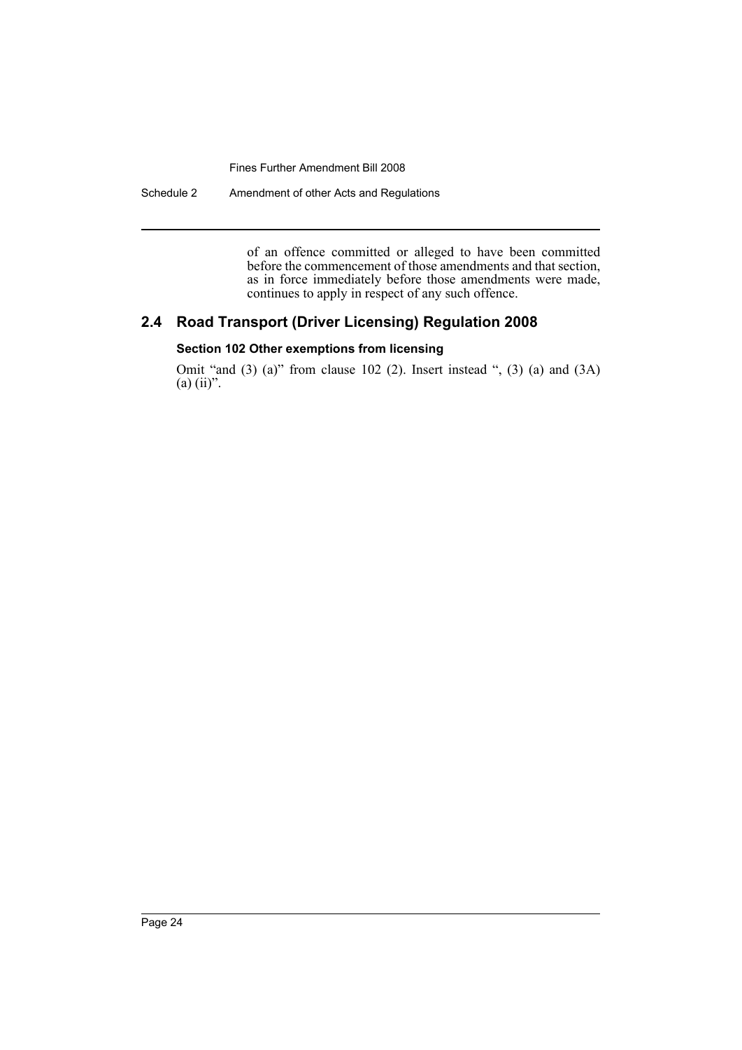of an offence committed or alleged to have been committed before the commencement of those amendments and that section, as in force immediately before those amendments were made, continues to apply in respect of any such offence.

## 2.4 Road Transport (Driver Licensing) Regulation 2008

### Section 102 Other exemptions from licensing

Omit "and (3) (a)" from clause 102 (2). Insert instead ", (3) (a) and (3A) (a) (ii)".